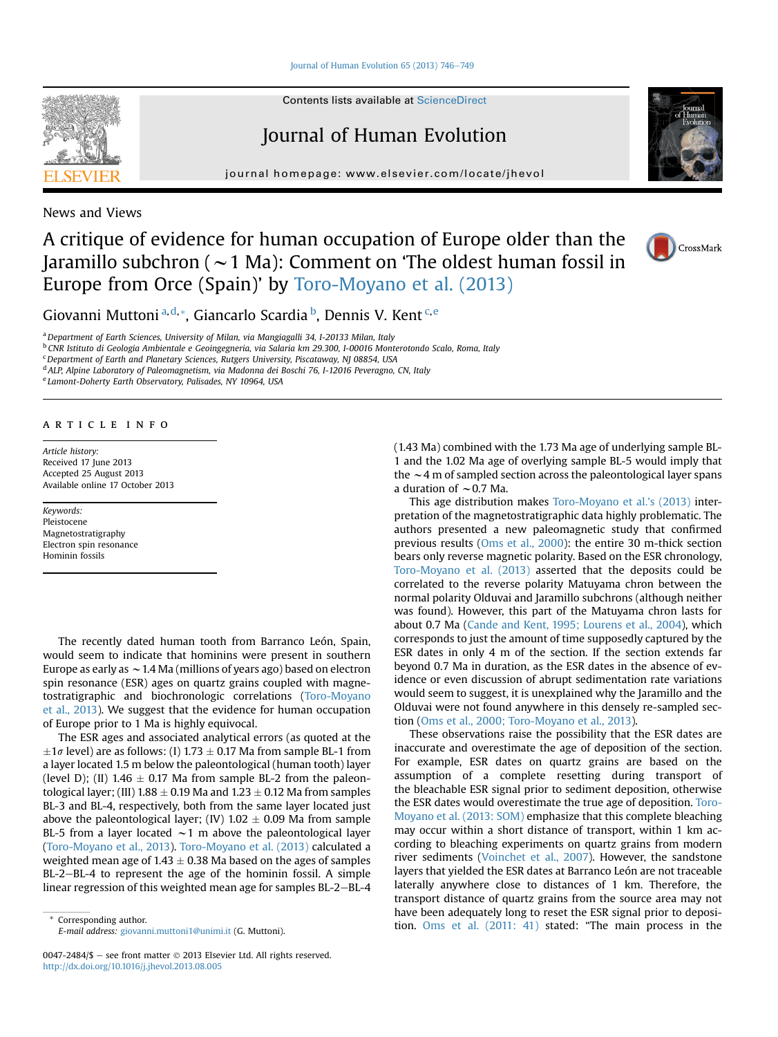News and Views

# A critique of evidence for human occupation of Europe older than the Jaramillo subchron (~1 Ma): Comment on 'The oldest human fossil in Europe from Orce (Spain)' by Toro-Moyano et al. (2013)

Giovanni Muttoni [a,d,*], Giancarlo Scardia [b], Dennis V. Kent [c,e]

[a] Department of Earth Sciences, University of Milan, via Mangiagalli 34, I-20133 Milan, Italy
[b] CNR Istituto di Geologia Ambientale e Geoingegneria, via Salaria km 29.300, I-00016 Monterotondo Scalo, Roma, Italy
[c] Department of Earth and Planetary Sciences, Rutgers University, Piscataway, NJ 08854, USA
[d] ALP, Alpine Laboratory of Paleomagnetism, via Madonna dei Boschi 76, I-12016 Peveragno, CN, Italy
[e] Lamont-Doherty Earth Observatory, Palisades, NY 10964, USA

## ARTICLE INFO

*Article history:*
Received 17 June 2013
Accepted 25 August 2013
Available online 17 October 2013

*Keywords:*
Pleistocene
Magnetostratigraphy
Electron spin resonance
Hominin fossils

The recently dated human tooth from Barranco León, Spain, would seem to indicate that hominins were present in southern Europe as early as ~1.4 Ma (millions of years ago) based on electron spin resonance (ESR) ages on quartz grains coupled with magnetostratigraphic and biochronologic correlations (Toro-Moyano et al., 2013). We suggest that the evidence for human occupation of Europe prior to 1 Ma is highly equivocal.

The ESR ages and associated analytical errors (as quoted at the $\pm 1\sigma$ level) are as follows: (I) 1.73 ± 0.17 Ma from sample BL-1 from a layer located 1.5 m below the paleontological (human tooth) layer (level D); (II) 1.46 ± 0.17 Ma from sample BL-2 from the paleontological layer; (III) 1.88 ± 0.19 Ma and 1.23 ± 0.12 Ma from samples BL-3 and BL-4, respectively, both from the same layer located just above the paleontological layer; (IV) 1.02 ± 0.09 Ma from sample BL-5 from a layer located ~1 m above the paleontological layer (Toro-Moyano et al., 2013). Toro-Moyano et al. (2013) calculated a weighted mean age of 1.43 ± 0.38 Ma based on the ages of samples BL-2–BL-4 to represent the age of the hominin fossil. A simple linear regression of this weighted mean age for samples BL-2–BL-4 (1.43 Ma) combined with the 1.73 Ma age of underlying sample BL-1 and the 1.02 Ma age of overlying sample BL-5 would imply that the ~4 m of sampled section across the paleontological layer spans a duration of ~0.7 Ma.

This age distribution makes Toro-Moyano et al.'s (2013) interpretation of the magnetostratigraphic data highly problematic. The authors presented a new paleomagnetic study that confirmed previous results (Oms et al., 2000): the entire 30 m-thick section bears only reverse magnetic polarity. Based on the ESR chronology, Toro-Moyano et al. (2013) asserted that the deposits could be correlated to the reverse polarity Matuyama chron between the normal polarity Olduvai and Jaramillo subchrons (although neither was found). However, this part of the Matuyama chron lasts for about 0.7 Ma (Cande and Kent, 1995; Lourens et al., 2004), which corresponds to just the amount of time supposedly captured by the ESR dates in only 4 m of the section. If the section extends far beyond 0.7 Ma in duration, as the ESR dates in the absence of evidence or even discussion of abrupt sedimentation rate variations would seem to suggest, it is unexplained why the Jaramillo and the Olduvai were not found anywhere in this densely re-sampled section (Oms et al., 2000; Toro-Moyano et al., 2013).

These observations raise the possibility that the ESR dates are inaccurate and overestimate the age of deposition of the section. For example, ESR dates on quartz grains are based on the assumption of a complete resetting during transport of the bleachable ESR signal prior to sediment deposition, otherwise the ESR dates would overestimate the true age of deposition. Toro-Moyano et al. (2013: SOM) emphasize that this complete bleaching may occur within a short distance of transport, within 1 km according to bleaching experiments on quartz grains from modern river sediments (Voinchet et al., 2007). However, the sandstone layers that yielded the ESR dates at Barranco León are not traceable laterally anywhere close to distances of 1 km. Therefore, the transport distance of quartz grains from the source area may not have been adequately long to reset the ESR signal prior to deposition. Oms et al. (2011: 41) stated: "The main process in the

\* Corresponding author.
*E-mail address:* giovanni.muttoni1@unimi.it (G. Muttoni).

0047-2484/$ – see front matter © 2013 Elsevier Ltd. All rights reserved.
http://dx.doi.org/10.1016/j.jhevol.2013.08.005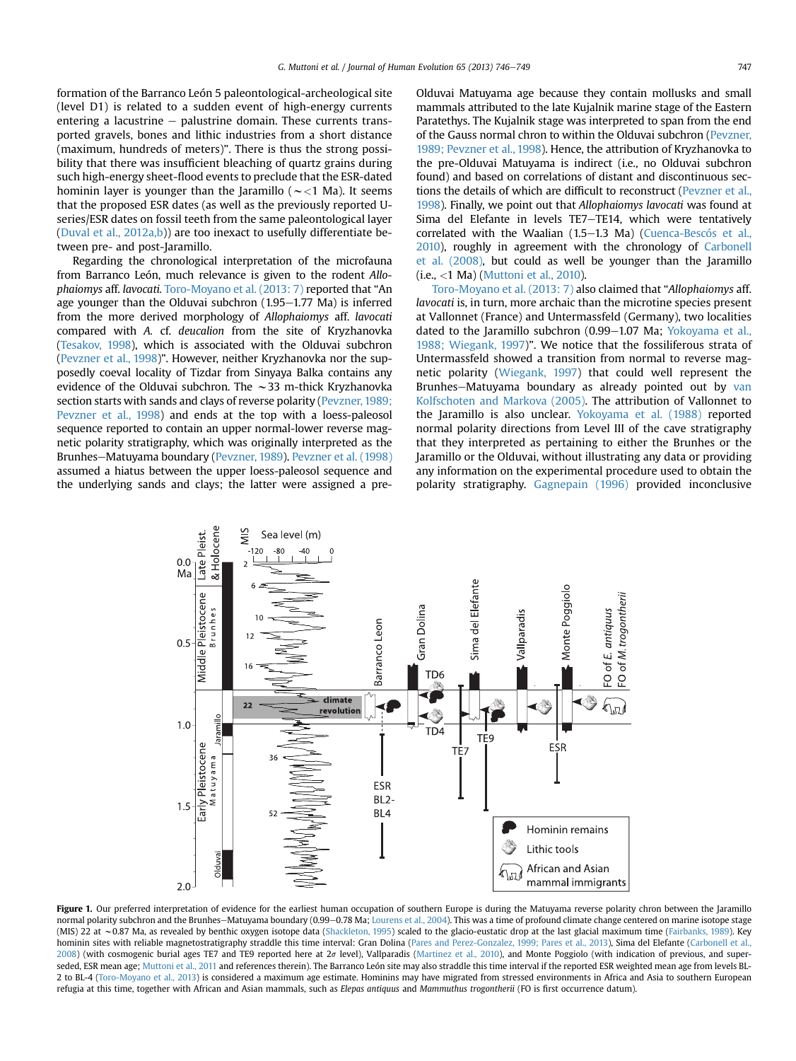formation of the Barranco León 5 paleontological-archeological site (level D1) is related to a sudden event of high-energy currents entering a lacustrine – palustrine domain. These currents transported gravels, bones and lithic industries from a short distance (maximum, hundreds of meters)". There is thus the strong possibility that there was insufficient bleaching of quartz grains during such high-energy sheet-flood events to preclude that the ESR-dated hominin layer is younger than the Jaramillo (~<1 Ma). It seems that the proposed ESR dates (as well as the previously reported U-series/ESR dates on fossil teeth from the same paleontological layer (Duval et al., 2012a,b)) are too inexact to usefully differentiate between pre- and post-Jaramillo.

Regarding the chronological interpretation of the microfauna from Barranco León, much relevance is given to the rodent *Allophaiomys* aff. *lavocati*. Toro-Moyano et al. (2013: 7) reported that "An age younger than the Olduvai subchron (1.95–1.77 Ma) is inferred from the more derived morphology of *Allophaiomys* aff. *lavocati* compared with *A.* cf. *deucalion* from the site of Kryzhanovka (Tesakov, 1998), which is associated with the Olduvai subchron (Pevzner et al., 1998)". However, neither Kryzhanovka nor the supposedly coeval locality of Tizdar from Sinyaya Balka contains any evidence of the Olduvai subchron. The ~33 m-thick Kryzhanovka section starts with sands and clays of reverse polarity (Pevzner, 1989; Pevzner et al., 1998) and ends at the top with a loess-paleosol sequence reported to contain an upper normal-lower reverse magnetic polarity stratigraphy, which was originally interpreted as the Brunhes–Matuyama boundary (Pevzner, 1989). Pevzner et al. (1998) assumed a hiatus between the upper loess-paleosol sequence and the underlying sands and clays; the latter were assigned a pre-Olduvai Matuyama age because they contain mollusks and small mammals attributed to the late Kujalnik marine stage of the Eastern Paratethys. The Kujalnik stage was interpreted to span from the end of the Gauss normal chron to within the Olduvai subchron (Pevzner, 1989; Pevzner et al., 1998). Hence, the attribution of Kryzhanovka to the pre-Olduvai Matuyama is indirect (i.e., no Olduvai subchron found) and based on correlations of distant and discontinuous sections the details of which are difficult to reconstruct (Pevzner et al., 1998). Finally, we point out that *Allophaiomys lavocati* was found at Sima del Elefante in levels TE7–TE14, which were tentatively correlated with the Waalian (1.5–1.3 Ma) (Cuenca-Bescós et al., 2010), roughly in agreement with the chronology of Carbonell et al. (2008), but could as well be younger than the Jaramillo (i.e., <1 Ma) (Muttoni et al., 2010).

Toro-Moyano et al. (2013: 7) also claimed that "*Allophaiomys* aff. *lavocati* is, in turn, more archaic than the microtine species present at Vallonnet (France) and Untermassfeld (Germany), two localities dated to the Jaramillo subchron (0.99–1.07 Ma; Yokoyama et al., 1988; Wiegank, 1997)". We notice that the fossiliferous strata of Untermassfeld showed a transition from normal to reverse magnetic polarity (Wiegank, 1997) that could well represent the Brunhes–Matuyama boundary as already pointed out by van Kolfschoten and Markova (2005). The attribution of Vallonnet to the Jaramillo is also unclear. Yokoyama et al. (1988) reported normal polarity directions from Level III of the cave stratigraphy that they interpreted as pertaining to either the Brunhes or the Jaramillo or the Olduvai, without illustrating any data or providing any information on the experimental procedure used to obtain the polarity stratigraphy. Gagnepain (1996) provided inconclusive

**Figure 1.** Our preferred interpretation of evidence for the earliest human occupation of southern Europe is during the Matuyama reverse polarity chron between the Jaramillo normal polarity subchron and the Brunhes–Matuyama boundary (0.99–0.78 Ma; Lourens et al., 2004). This was a time of profound climate change centered on marine isotope stage (MIS) 22 at ~0.87 Ma, as revealed by benthic oxygen isotope data (Shackleton, 1995) scaled to the glacio-eustatic drop at the last glacial maximum time (Fairbanks, 1989). Key hominin sites with reliable magnetostratigraphy straddle this time interval: Gran Dolina (Pares and Perez-Gonzalez, 1999; Pares et al., 2013), Sima del Elefante (Carbonell et al., 2008) (with cosmogenic burial ages TE7 and TE9 reported here at 2σ level), Vallparadis (Martinez et al., 2010), and Monte Poggiolo (with indication of previous, and superseded, ESR mean age; Muttoni et al., 2011 and references therein). The Barranco León site may also straddle this time interval if the reported ESR weighted mean age from levels BL-2 to BL-4 (Toro-Moyano et al., 2013) is considered a maximum age estimate. Hominins may have migrated from stressed environments in Africa and Asia to southern European refugia at this time, together with African and Asian mammals, such as *Elepas antiquus* and *Mammuthus trogontherii* (FO is first occurrence datum).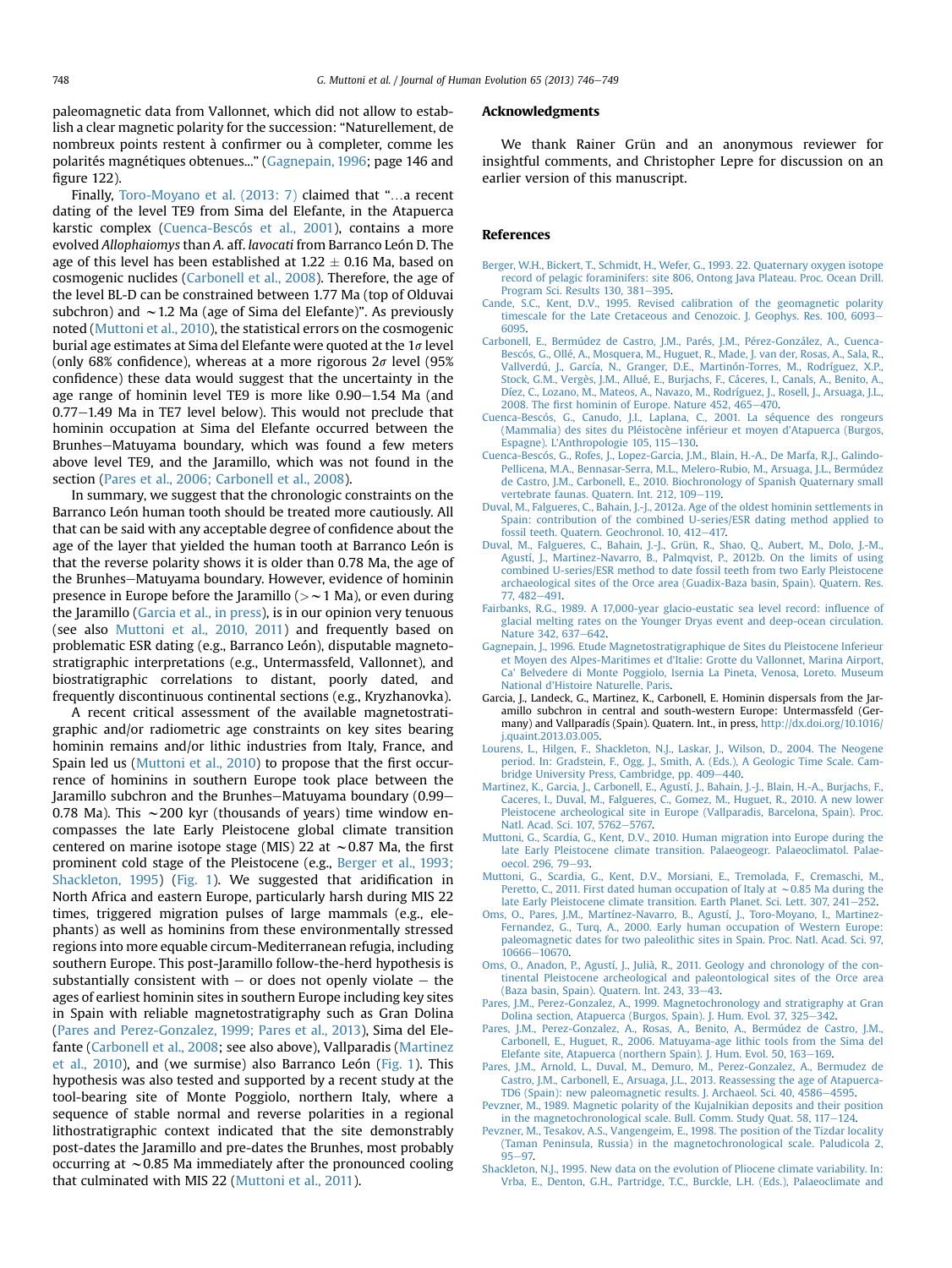paleomagnetic data from Vallonnet, which did not allow to establish a clear magnetic polarity for the succession: "Naturellement, de nombreux points restent à confirmer ou à completer, comme les polarités magnétiques obtenues..." (Gagnepain, 1996; page 146 and figure 122).

Finally, Toro-Moyano et al. (2013: 7) claimed that "…a recent dating of the level TE9 from Sima del Elefante, in the Atapuerca karstic complex (Cuenca-Bescós et al., 2001), contains a more evolved *Allophaiomys* than *A.* aff. *lavocati* from Barranco León D. The age of this level has been established at $1.22 \pm 0.16$ Ma, based on cosmogenic nuclides (Carbonell et al., 2008). Therefore, the age of the level BL-D can be constrained between 1.77 Ma (top of Olduvai subchron) and ~1.2 Ma (age of Sima del Elefante)". As previously noted (Muttoni et al., 2010), the statistical errors on the cosmogenic burial age estimates at Sima del Elefante were quoted at the $1\sigma$ level (only 68% confidence), whereas at a more rigorous $2\sigma$ level (95% confidence) these data would suggest that the uncertainty in the age range of hominin level TE9 is more like 0.90–1.54 Ma (and 0.77–1.49 Ma in TE7 level below). This would not preclude that hominin occupation at Sima del Elefante occurred between the Brunhes–Matuyama boundary, which was found a few meters above level TE9, and the Jaramillo, which was not found in the section (Pares et al., 2006; Carbonell et al., 2008).

In summary, we suggest that the chronologic constraints on the Barranco León human tooth should be treated more cautiously. All that can be said with any acceptable degree of confidence about the age of the layer that yielded the human tooth at Barranco León is that the reverse polarity shows it is older than 0.78 Ma, the age of the Brunhes–Matuyama boundary. However, evidence of hominin presence in Europe before the Jaramillo (>~1 Ma), or even during the Jaramillo (Garcia et al., in press), is in our opinion very tenuous (see also Muttoni et al., 2010, 2011) and frequently based on problematic ESR dating (e.g., Barranco León), disputable magnetostratigraphic interpretations (e.g., Untermassfeld, Vallonnet), and biostratigraphic correlations to distant, poorly dated, and frequently discontinuous continental sections (e.g., Kryzhanovka).

A recent critical assessment of the available magnetostratigraphic and/or radiometric age constraints on key sites bearing hominin remains and/or lithic industries from Italy, France, and Spain led us (Muttoni et al., 2010) to propose that the first occurrence of hominins in southern Europe took place between the Jaramillo subchron and the Brunhes–Matuyama boundary (0.99–0.78 Ma). This ~200 kyr (thousands of years) time window encompasses the late Early Pleistocene global climate transition centered on marine isotope stage (MIS) 22 at ~0.87 Ma, the first prominent cold stage of the Pleistocene (e.g., Berger et al., 1993; Shackleton, 1995) (Fig. 1). We suggested that aridification in North Africa and eastern Europe, particularly harsh during MIS 22 times, triggered migration pulses of large mammals (e.g., elephants) as well as hominins from these environmentally stressed regions into more equable circum-Mediterranean refugia, including southern Europe. This post-Jaramillo follow-the-herd hypothesis is substantially consistent with – or does not openly violate – the ages of earliest hominin sites in southern Europe including key sites in Spain with reliable magnetostratigraphy such as Gran Dolina (Pares and Perez-Gonzalez, 1999; Pares et al., 2013), Sima del Elefante (Carbonell et al., 2008; see also above), Vallparadis (Martinez et al., 2010), and (we surmise) also Barranco León (Fig. 1). This hypothesis was also tested and supported by a recent study at the tool-bearing site of Monte Poggiolo, northern Italy, where a sequence of stable normal and reverse polarities in a regional lithostratigraphic context indicated that the site demonstrably post-dates the Jaramillo and pre-dates the Brunhes, most probably occurring at ~0.85 Ma immediately after the pronounced cooling that culminated with MIS 22 (Muttoni et al., 2011).

## Acknowledgments

We thank Rainer Grün and an anonymous reviewer for insightful comments, and Christopher Lepre for discussion on an earlier version of this manuscript.

## References

Berger, W.H., Bickert, T., Schmidt, H., Wefer, G., 1993. 22. Quaternary oxygen isotope record of pelagic foraminifers: site 806, Ontong Java Plateau. Proc. Ocean Drill. Program Sci. Results 130, 381–395.

Cande, S.C., Kent, D.V., 1995. Revised calibration of the geomagnetic polarity timescale for the Late Cretaceous and Cenozoic. J. Geophys. Res. 100, 6093–6095.

Carbonell, E., Bermúdez de Castro, J.M., Parés, J.M., Pérez-González, A., Cuenca-Bescós, G., Ollé, A., Mosquera, M., Huguet, R., Made, J. van der, Rosas, A., Sala, R., Vallverdú, J., García, N., Granger, D.E., Martinón-Torres, M., Rodríguez, X.P., Stock, G.M., Vergès, J.M., Allué, E., Burjachs, F., Cáceres, I., Canals, A., Benito, A., Díez, C., Lozano, M., Mateos, A., Navazo, M., Rodríguez, J., Rosell, J., Arsuaga, J.L., 2008. The first hominin of Europe. Nature 452, 465–470.

Cuenca-Bescós, G., Canudo, J.I., Laplana, C., 2001. La séquence des rongeurs (Mammalia) des sites du Pléistocène inférieur et moyen d'Atapuerca (Burgos, Espagne). L'Anthropologie 105, 115–130.

Cuenca-Bescós, G., Rofes, J., Lopez-Garcia, J.M., Blain, H.-A., De Marfa, R.J., Galindo-Pellicena, M.A., Bennasar-Serra, M.L., Melero-Rubio, M., Arsuaga, J.L., Bermúdez de Castro, J.M., Carbonell, E., 2010. Biochronology of Spanish Quaternary small vertebrate faunas. Quatern. Int. 212, 109–119.

Duval, M., Falgueres, C., Bahain, J.-J., 2012a. Age of the oldest hominin settlements in Spain: contribution of the combined U-series/ESR dating method applied to fossil teeth. Quatern. Geochronol. 10, 412–417.

Duval, M., Falgueres, C., Bahain, J.-J., Grün, R., Shao, Q., Aubert, M., Dolo, J.-M., Agustí, J., Martinez-Navarro, B., Palmqvist, P., 2012b. On the limits of using combined U-series/ESR method to date fossil teeth from two Early Pleistocene archaeological sites of the Orce area (Guadix-Baza basin, Spain). Quatern. Res. 77, 482–491.

Fairbanks, R.G., 1989. A 17,000-year glacio-eustatic sea level record: influence of glacial melting rates on the Younger Dryas event and deep-ocean circulation. Nature 342, 637–642.

Gagnepain, J., 1996. Etude Magnetostratigraphique de Sites du Pleistocene Inferieur et Moyen des Alpes-Maritimes et d'Italie: Grotte du Vallonnet, Marina Airport, Ca' Belvedere di Monte Poggiolo, Isernia La Pineta, Venosa, Loreto. Museum National d'Histoire Naturelle, Paris.

Garcia, J., Landeck, G., Martinez, K., Carbonell, E. Hominin dispersals from the Jaramillo subchron in central and south-western Europe: Untermassfeld (Germany) and Vallparadís (Spain). Quatern. Int., in press, http://dx.doi.org/10.1016/j.quaint.2013.03.005.

Lourens, L., Hilgen, F., Shackleton, N.J., Laskar, J., Wilson, D., 2004. The Neogene period. In: Gradstein, F., Ogg, J., Smith, A. (Eds.), A Geologic Time Scale. Cambridge University Press, Cambridge, pp. 409–440.

Martinez, K., Garcia, J., Carbonell, E., Agustí, J., Bahain, J.-J., Blain, H.-A., Burjachs, F., Caceres, I., Duval, M., Falgueres, C., Gomez, M., Huguet, R., 2010. A new lower Pleistocene archeological site in Europe (Vallparadis, Barcelona, Spain). Proc. Natl. Acad. Sci. 107, 5762–5767.

Muttoni, G., Scardia, G., Kent, D.V., 2010. Human migration into Europe during the late Early Pleistocene climate transition. Palaeogeogr. Palaeoclimatol. Palaeoecol. 296, 79–93.

Muttoni, G., Scardia, G., Kent, D.V., Morsiani, E., Tremolada, F., Cremaschi, M., Peretto, C., 2011. First dated human occupation of Italy at ~0.85 Ma during the late Early Pleistocene climate transition. Earth Planet. Sci. Lett. 307, 241–252.

Oms, O., Pares, J.M., Martínez-Navarro, B., Agustí, J., Toro-Moyano, I., Martinez-Fernandez, G., Turq, A., 2000. Early human occupation of Western Europe: paleomagnetic dates for two paleolithic sites in Spain. Proc. Natl. Acad. Sci. 97, 10666–10670.

Oms, O., Anadon, P., Agustí, J., Julià, R., 2011. Geology and chronology of the continental Pleistocene archeological and paleontological sites of the Orce area (Baza basin, Spain). Quatern. Int. 243, 33–43.

Pares, J.M., Perez-Gonzalez, A., 1999. Magnetochronology and stratigraphy at Gran Dolina section, Atapuerca (Burgos, Spain). J. Hum. Evol. 37, 325–342.

Pares, J.M., Perez-Gonzalez, A., Rosas, A., Benito, A., Bermúdez de Castro, J.M., Carbonell, E., Huguet, R., 2006. Matuyama-age lithic tools from the Sima del Elefante site, Atapuerca (northern Spain). J. Hum. Evol. 50, 163–169.

Pares, J.M., Arnold, L., Duval, M., Demuro, M., Perez-Gonzalez, A., Bermudez de Castro, J.M., Carbonell, E., Arsuaga, J.L., 2013. Reassessing the age of Atapuerca-TD6 (Spain): new paleomagnetic results. J. Archaeol. Sci. 40, 4586–4595.

Pevzner, M., 1989. Magnetic polarity of the Kujalnikian deposits and their position in the magnetochronological scale. Bull. Comm. Study Quat. 58, 117–124.

Pevzner, M., Tesakov, A.S., Vangengeim, E., 1998. The position of the Tizdar locality (Taman Peninsula, Russia) in the magnetochronological scale. Paludicola 2, 95–97.

Shackleton, N.J., 1995. New data on the evolution of Pliocene climate variability. In: Vrba, E., Denton, G.H., Partridge, T.C., Burckle, L.H. (Eds.), Palaeoclimate and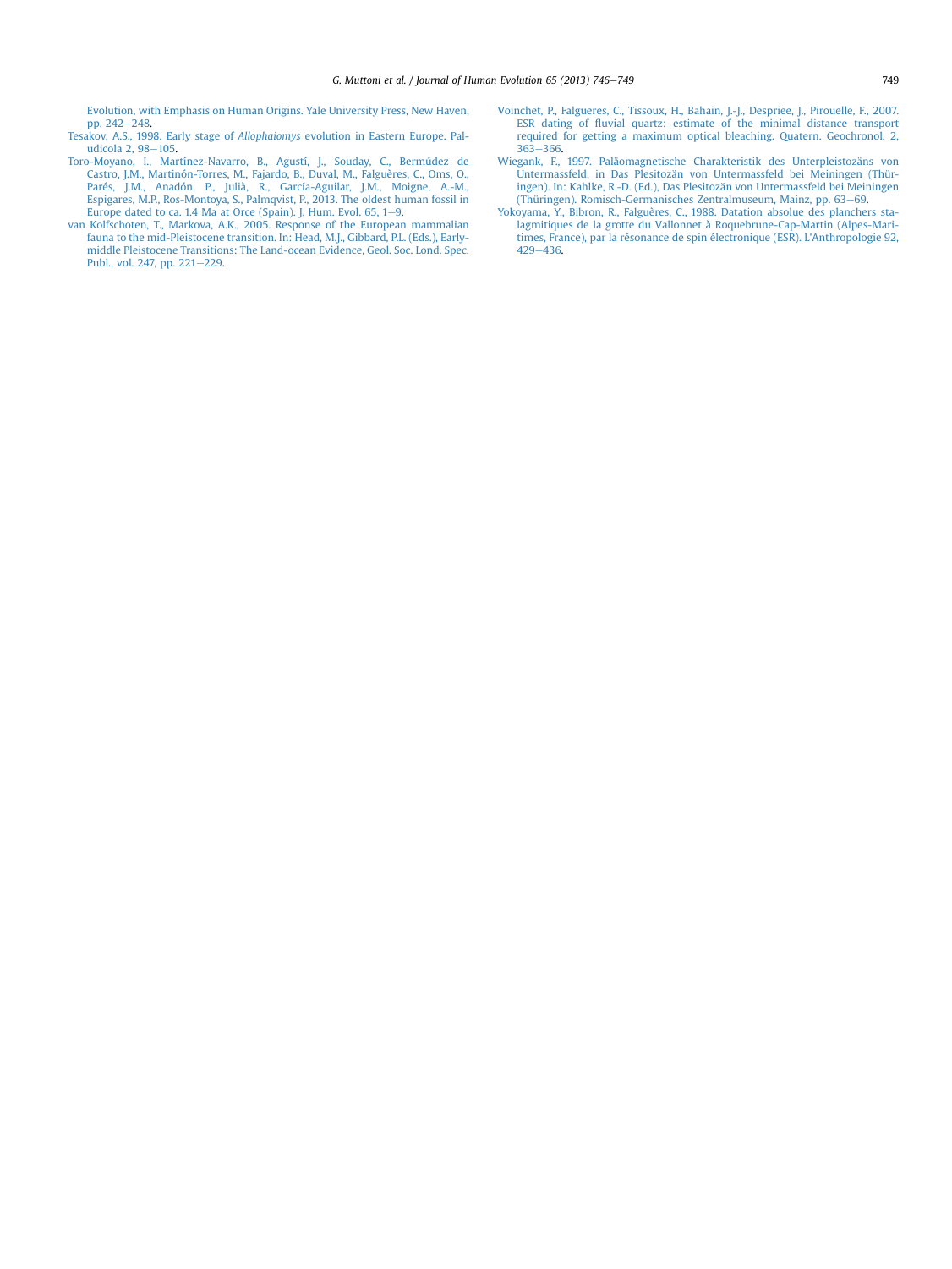Evolution, with Emphasis on Human Origins. Yale University Press, New Haven, pp. 242–248.

Tesakov, A.S., 1998. Early stage of *Allophaiomys* evolution in Eastern Europe. Paludicola 2, 98–105.

Toro-Moyano, I., Martínez-Navarro, B., Agustí, J., Souday, C., Bermúdez de Castro, J.M., Martinón-Torres, M., Fajardo, B., Duval, M., Falguères, C., Oms, O., Parés, J.M., Anadón, P., Julià, R., García-Aguilar, J.M., Moigne, A.-M., Espigares, M.P., Ros-Montoya, S., Palmqvist, P., 2013. The oldest human fossil in Europe dated to ca. 1.4 Ma at Orce (Spain). J. Hum. Evol. 65, 1–9.

van Kolfschoten, T., Markova, A.K., 2005. Response of the European mammalian fauna to the mid-Pleistocene transition. In: Head, M.J., Gibbard, P.L. (Eds.), Early-middle Pleistocene Transitions: The Land-ocean Evidence, Geol. Soc. Lond. Spec. Publ., vol. 247, pp. 221–229.

Voinchet, P., Falgueres, C., Tissoux, H., Bahain, J.-J., Despriee, J., Pirouelle, F., 2007. ESR dating of fluvial quartz: estimate of the minimal distance transport required for getting a maximum optical bleaching. Quatern. Geochronol. 2, 363–366.

Wiegank, F., 1997. Paläomagnetische Charakteristik des Unterpleistozäns von Untermassfeld, in Das Plesitozän von Untermassfeld bei Meiningen (Thüringen). In: Kahlke, R.-D. (Ed.), Das Plesitozän von Untermassfeld bei Meiningen (Thüringen). Romisch-Germanisches Zentralmuseum, Mainz, pp. 63–69.

Yokoyama, Y., Bibron, R., Falguères, C., 1988. Datation absolue des planchers stalagmitiques de la grotte du Vallonnet à Roquebrune-Cap-Martin (Alpes-Maritimes, France), par la résonance de spin électronique (ESR). L'Anthropologie 92, 429–436.